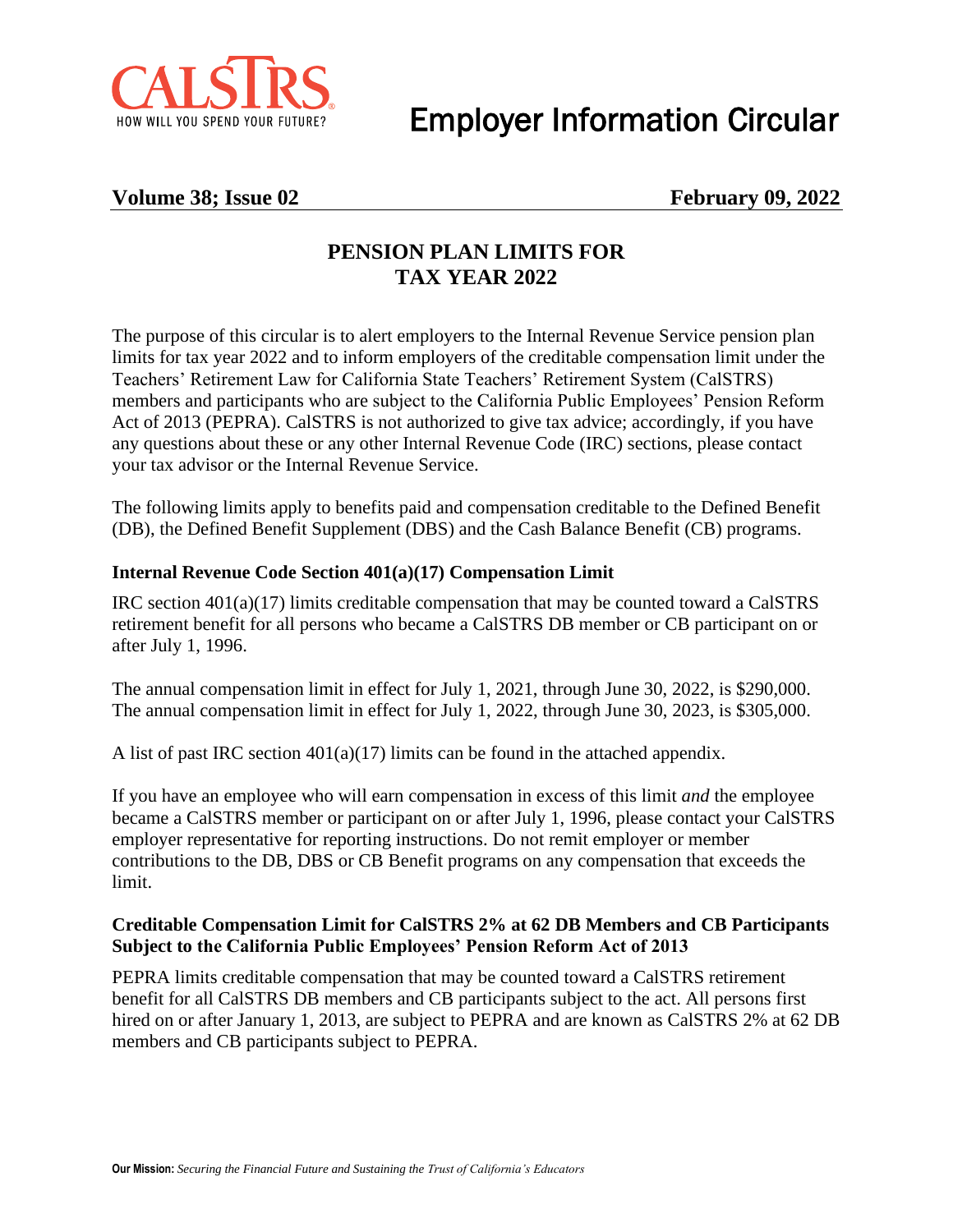# Employer Information Circular

**Volume 38; Issue 02** **February 09, 2022**

## PENSION PLAN LIMITS FOR TAX YEAR 2022

The purpose of this circular is to alert employers to the Internal Revenue Service pension plan limits for tax year 2022 and to inform employers of the creditable compensation limit under the Teachers' Retirement Law for California State Teachers' Retirement System (CalSTRS) members and participants who are subject to the California Public Employees' Pension Reform Act of 2013 (PEPRA). CalSTRS is not authorized to give tax advice; accordingly, if you have any questions about these or any other Internal Revenue Code (IRC) sections, please contact your tax advisor or the Internal Revenue Service.

The following limits apply to benefits paid and compensation creditable to the Defined Benefit (DB), the Defined Benefit Supplement (DBS) and the Cash Balance Benefit (CB) programs.

### Internal Revenue Code Section 401(a)(17) Compensation Limit

IRC section 401(a)(17) limits creditable compensation that may be counted toward a CalSTRS retirement benefit for all persons who became a CalSTRS DB member or CB participant on or after July 1, 1996.

The annual compensation limit in effect for July 1, 2021, through June 30, 2022, is $290,000.
The annual compensation limit in effect for July 1, 2022, through June 30, 2023, is $305,000.

A list of past IRC section 401(a)(17) limits can be found in the attached appendix.

If you have an employee who will earn compensation in excess of this limit *and* the employee became a CalSTRS member or participant on or after July 1, 1996, please contact your CalSTRS employer representative for reporting instructions. Do not remit employer or member contributions to the DB, DBS or CB Benefit programs on any compensation that exceeds the limit.

### Creditable Compensation Limit for CalSTRS 2% at 62 DB Members and CB Participants Subject to the California Public Employees' Pension Reform Act of 2013

PEPRA limits creditable compensation that may be counted toward a CalSTRS retirement benefit for all CalSTRS DB members and CB participants subject to the act. All persons first hired on or after January 1, 2013, are subject to PEPRA and are known as CalSTRS 2% at 62 DB members and CB participants subject to PEPRA.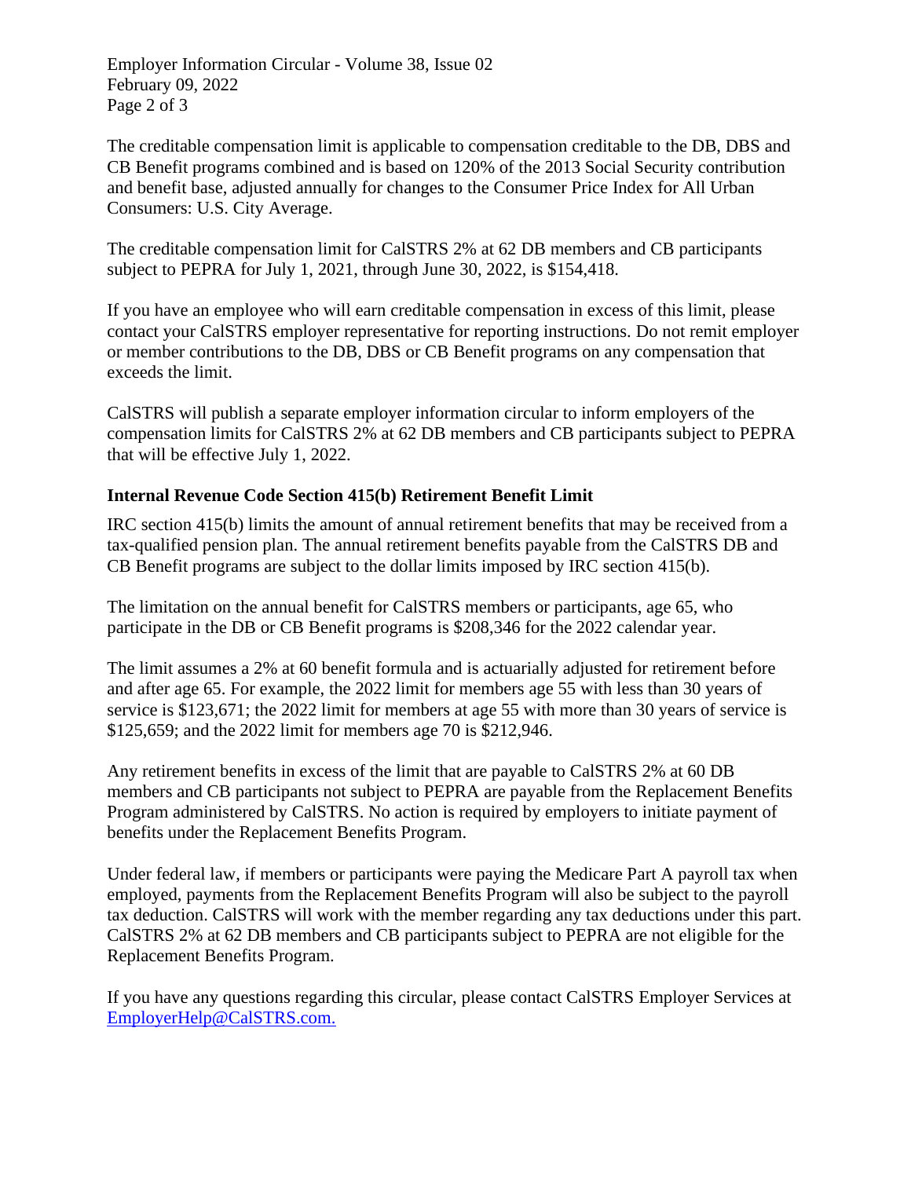The creditable compensation limit is applicable to compensation creditable to the DB, DBS and CB Benefit programs combined and is based on 120% of the 2013 Social Security contribution and benefit base, adjusted annually for changes to the Consumer Price Index for All Urban Consumers: U.S. City Average.

The creditable compensation limit for CalSTRS 2% at 62 DB members and CB participants subject to PEPRA for July 1, 2021, through June 30, 2022, is $154,418.

If you have an employee who will earn creditable compensation in excess of this limit, please contact your CalSTRS employer representative for reporting instructions. Do not remit employer or member contributions to the DB, DBS or CB Benefit programs on any compensation that exceeds the limit.

CalSTRS will publish a separate employer information circular to inform employers of the compensation limits for CalSTRS 2% at 62 DB members and CB participants subject to PEPRA that will be effective July 1, 2022.

## Internal Revenue Code Section 415(b) Retirement Benefit Limit

IRC section 415(b) limits the amount of annual retirement benefits that may be received from a tax-qualified pension plan. The annual retirement benefits payable from the CalSTRS DB and CB Benefit programs are subject to the dollar limits imposed by IRC section 415(b).

The limitation on the annual benefit for CalSTRS members or participants, age 65, who participate in the DB or CB Benefit programs is $208,346 for the 2022 calendar year.

The limit assumes a 2% at 60 benefit formula and is actuarially adjusted for retirement before and after age 65. For example, the 2022 limit for members age 55 with less than 30 years of service is $123,671; the 2022 limit for members at age 55 with more than 30 years of service is $125,659; and the 2022 limit for members age 70 is $212,946.

Any retirement benefits in excess of the limit that are payable to CalSTRS 2% at 60 DB members and CB participants not subject to PEPRA are payable from the Replacement Benefits Program administered by CalSTRS. No action is required by employers to initiate payment of benefits under the Replacement Benefits Program.

Under federal law, if members or participants were paying the Medicare Part A payroll tax when employed, payments from the Replacement Benefits Program will also be subject to the payroll tax deduction. CalSTRS will work with the member regarding any tax deductions under this part. CalSTRS 2% at 62 DB members and CB participants subject to PEPRA are not eligible for the Replacement Benefits Program.

If you have any questions regarding this circular, please contact CalSTRS Employer Services at EmployerHelp@CalSTRS.com.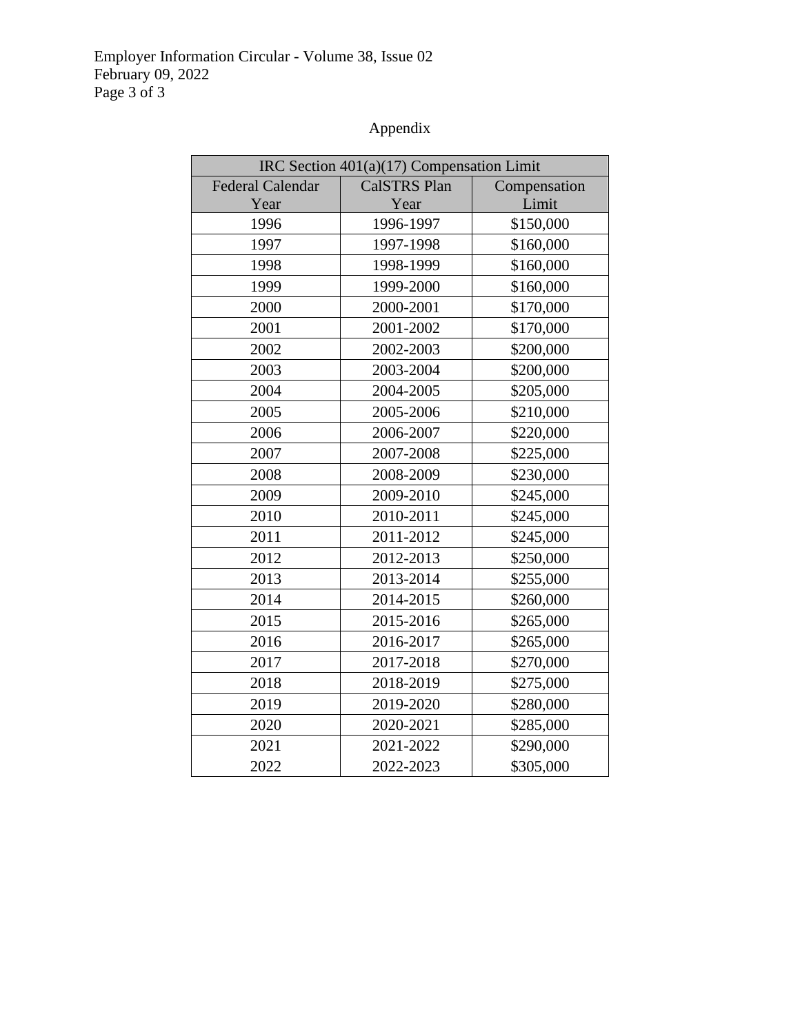## Appendix

| IRC Section 401(a)(17) Compensation Limit | | |
|---|---|---|
| Federal Calendar Year | CalSTRS Plan Year | Compensation Limit |
| 1996 | 1996-1997 | $150,000 |
| 1997 | 1997-1998 | $160,000 |
| 1998 | 1998-1999 | $160,000 |
| 1999 | 1999-2000 | $160,000 |
| 2000 | 2000-2001 | $170,000 |
| 2001 | 2001-2002 | $170,000 |
| 2002 | 2002-2003 | $200,000 |
| 2003 | 2003-2004 | $200,000 |
| 2004 | 2004-2005 | $205,000 |
| 2005 | 2005-2006 | $210,000 |
| 2006 | 2006-2007 | $220,000 |
| 2007 | 2007-2008 | $225,000 |
| 2008 | 2008-2009 | $230,000 |
| 2009 | 2009-2010 | $245,000 |
| 2010 | 2010-2011 | $245,000 |
| 2011 | 2011-2012 | $245,000 |
| 2012 | 2012-2013 | $250,000 |
| 2013 | 2013-2014 | $255,000 |
| 2014 | 2014-2015 | $260,000 |
| 2015 | 2015-2016 | $265,000 |
| 2016 | 2016-2017 | $265,000 |
| 2017 | 2017-2018 | $270,000 |
| 2018 | 2018-2019 | $275,000 |
| 2019 | 2019-2020 | $280,000 |
| 2020 | 2020-2021 | $285,000 |
| 2021 | 2021-2022 | $290,000 |
| 2022 | 2022-2023 | $305,000 |